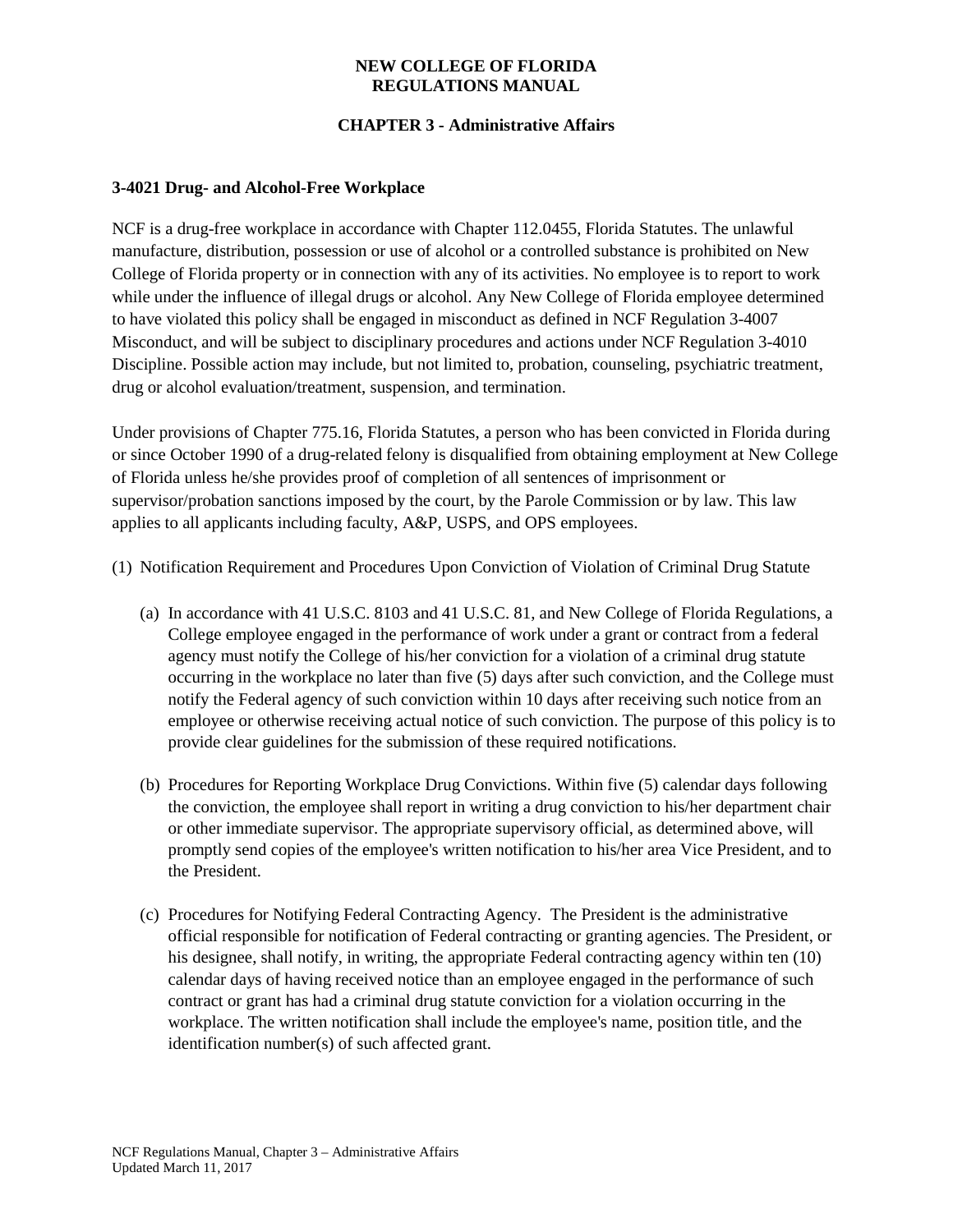**NEW COLLEGE OF FLORIDA**
**REGULATIONS MANUAL**

**CHAPTER 3 - Administrative Affairs**

### 3-4021 Drug- and Alcohol-Free Workplace

NCF is a drug-free workplace in accordance with Chapter 112.0455, Florida Statutes. The unlawful manufacture, distribution, possession or use of alcohol or a controlled substance is prohibited on New College of Florida property or in connection with any of its activities. No employee is to report to work while under the influence of illegal drugs or alcohol. Any New College of Florida employee determined to have violated this policy shall be engaged in misconduct as defined in NCF Regulation 3-4007 Misconduct, and will be subject to disciplinary procedures and actions under NCF Regulation 3-4010 Discipline. Possible action may include, but not limited to, probation, counseling, psychiatric treatment, drug or alcohol evaluation/treatment, suspension, and termination.

Under provisions of Chapter 775.16, Florida Statutes, a person who has been convicted in Florida during or since October 1990 of a drug-related felony is disqualified from obtaining employment at New College of Florida unless he/she provides proof of completion of all sentences of imprisonment or supervisor/probation sanctions imposed by the court, by the Parole Commission or by law. This law applies to all applicants including faculty, A&P, USPS, and OPS employees.

(1) Notification Requirement and Procedures Upon Conviction of Violation of Criminal Drug Statute

(a) In accordance with 41 U.S.C. 8103 and 41 U.S.C. 81, and New College of Florida Regulations, a College employee engaged in the performance of work under a grant or contract from a federal agency must notify the College of his/her conviction for a violation of a criminal drug statute occurring in the workplace no later than five (5) days after such conviction, and the College must notify the Federal agency of such conviction within 10 days after receiving such notice from an employee or otherwise receiving actual notice of such conviction. The purpose of this policy is to provide clear guidelines for the submission of these required notifications.

(b) Procedures for Reporting Workplace Drug Convictions. Within five (5) calendar days following the conviction, the employee shall report in writing a drug conviction to his/her department chair or other immediate supervisor. The appropriate supervisory official, as determined above, will promptly send copies of the employee's written notification to his/her area Vice President, and to the President.

(c) Procedures for Notifying Federal Contracting Agency. The President is the administrative official responsible for notification of Federal contracting or granting agencies. The President, or his designee, shall notify, in writing, the appropriate Federal contracting agency within ten (10) calendar days of having received notice than an employee engaged in the performance of such contract or grant has had a criminal drug statute conviction for a violation occurring in the workplace. The written notification shall include the employee's name, position title, and the identification number(s) of such affected grant.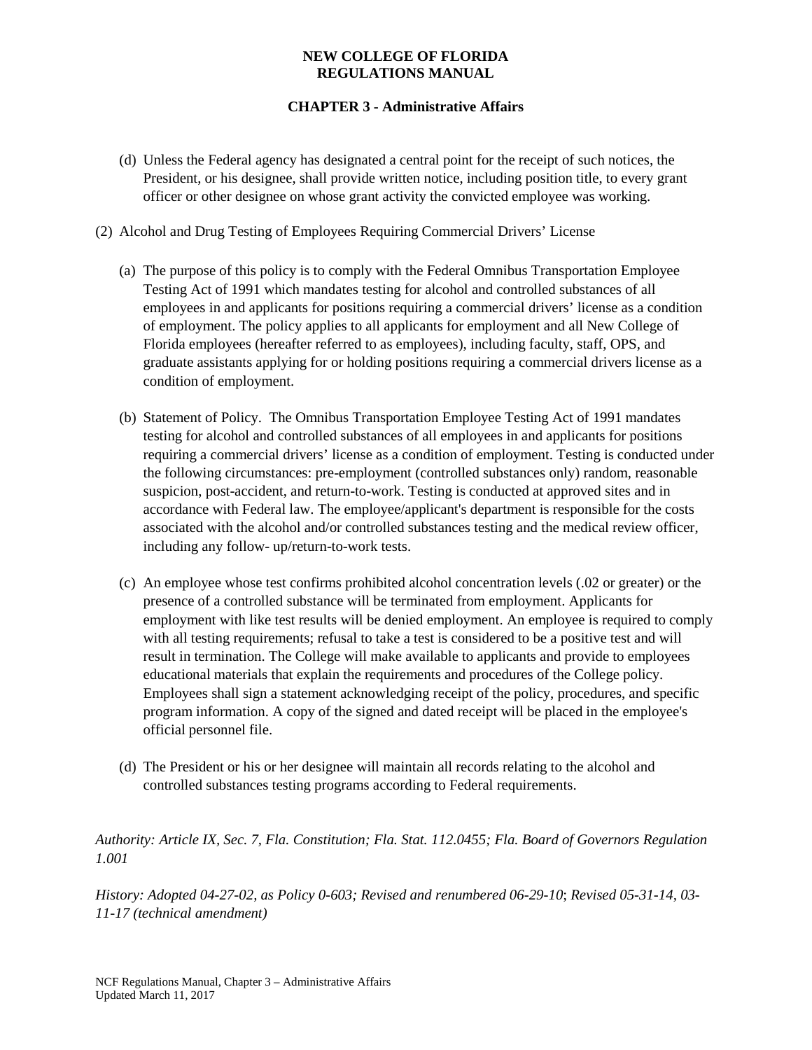(d) Unless the Federal agency has designated a central point for the receipt of such notices, the President, or his designee, shall provide written notice, including position title, to every grant officer or other designee on whose grant activity the convicted employee was working.

(2) Alcohol and Drug Testing of Employees Requiring Commercial Drivers' License

(a) The purpose of this policy is to comply with the Federal Omnibus Transportation Employee Testing Act of 1991 which mandates testing for alcohol and controlled substances of all employees in and applicants for positions requiring a commercial drivers' license as a condition of employment. The policy applies to all applicants for employment and all New College of Florida employees (hereafter referred to as employees), including faculty, staff, OPS, and graduate assistants applying for or holding positions requiring a commercial drivers license as a condition of employment.

(b) Statement of Policy. The Omnibus Transportation Employee Testing Act of 1991 mandates testing for alcohol and controlled substances of all employees in and applicants for positions requiring a commercial drivers' license as a condition of employment. Testing is conducted under the following circumstances: pre-employment (controlled substances only) random, reasonable suspicion, post-accident, and return-to-work. Testing is conducted at approved sites and in accordance with Federal law. The employee/applicant's department is responsible for the costs associated with the alcohol and/or controlled substances testing and the medical review officer, including any follow- up/return-to-work tests.

(c) An employee whose test confirms prohibited alcohol concentration levels (.02 or greater) or the presence of a controlled substance will be terminated from employment. Applicants for employment with like test results will be denied employment. An employee is required to comply with all testing requirements; refusal to take a test is considered to be a positive test and will result in termination. The College will make available to applicants and provide to employees educational materials that explain the requirements and procedures of the College policy. Employees shall sign a statement acknowledging receipt of the policy, procedures, and specific program information. A copy of the signed and dated receipt will be placed in the employee's official personnel file.

(d) The President or his or her designee will maintain all records relating to the alcohol and controlled substances testing programs according to Federal requirements.

*Authority: Article IX, Sec. 7, Fla. Constitution; Fla. Stat. 112.0455; Fla. Board of Governors Regulation 1.001*

*History: Adopted 04-27-02, as Policy 0-603; Revised and renumbered 06-29-10; Revised 05-31-14, 03-11-17 (technical amendment)*